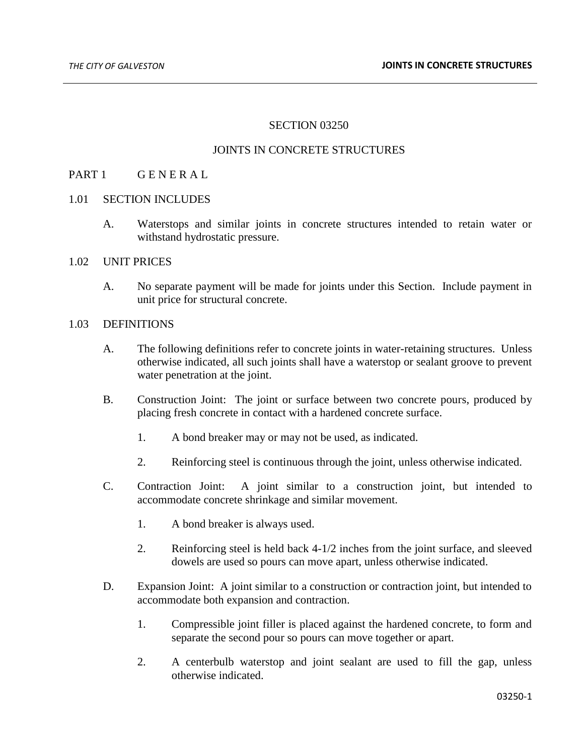# SECTION 03250

# JOINTS IN CONCRETE STRUCTURES

## PART 1 G E N E R A L

### 1.01 SECTION INCLUDES

A. Waterstops and similar joints in concrete structures intended to retain water or withstand hydrostatic pressure.

### 1.02 UNIT PRICES

A. No separate payment will be made for joints under this Section. Include payment in unit price for structural concrete.

### 1.03 DEFINITIONS

A. The following definitions refer to concrete joints in water-retaining structures. Unless otherwise indicated, all such joints shall have a waterstop or sealant groove to prevent water penetration at the joint.

B. Construction Joint: The joint or surface between two concrete pours, produced by placing fresh concrete in contact with a hardened concrete surface.

1. A bond breaker may or may not be used, as indicated.
2. Reinforcing steel is continuous through the joint, unless otherwise indicated.

C. Contraction Joint: A joint similar to a construction joint, but intended to accommodate concrete shrinkage and similar movement.

1. A bond breaker is always used.
2. Reinforcing steel is held back 4-1/2 inches from the joint surface, and sleeved dowels are used so pours can move apart, unless otherwise indicated.

D. Expansion Joint: A joint similar to a construction or contraction joint, but intended to accommodate both expansion and contraction.

1. Compressible joint filler is placed against the hardened concrete, to form and separate the second pour so pours can move together or apart.
2. A centerbulb waterstop and joint sealant are used to fill the gap, unless otherwise indicated.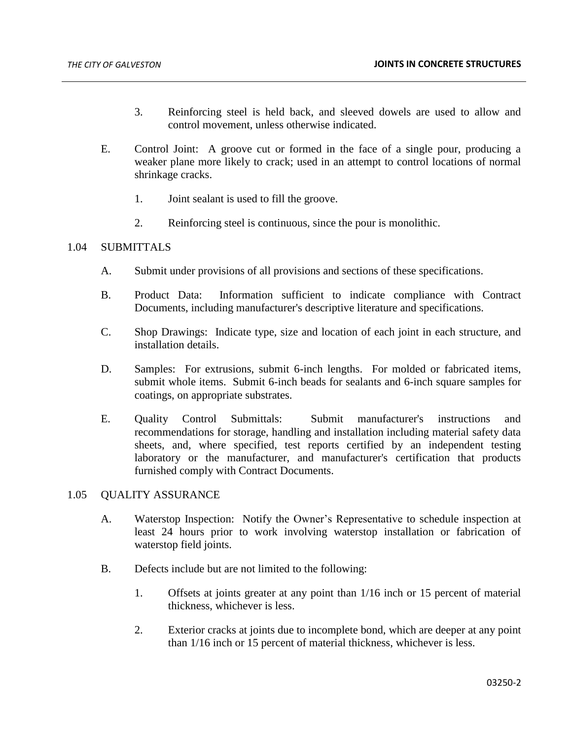3. Reinforcing steel is held back, and sleeved dowels are used to allow and control movement, unless otherwise indicated.

E. Control Joint: A groove cut or formed in the face of a single pour, producing a weaker plane more likely to crack; used in an attempt to control locations of normal shrinkage cracks.

1. Joint sealant is used to fill the groove.

2. Reinforcing steel is continuous, since the pour is monolithic.

## 1.04 SUBMITTALS

A. Submit under provisions of all provisions and sections of these specifications.

B. Product Data: Information sufficient to indicate compliance with Contract Documents, including manufacturer's descriptive literature and specifications.

C. Shop Drawings: Indicate type, size and location of each joint in each structure, and installation details.

D. Samples: For extrusions, submit 6-inch lengths. For molded or fabricated items, submit whole items. Submit 6-inch beads for sealants and 6-inch square samples for coatings, on appropriate substrates.

E. Quality Control Submittals: Submit manufacturer's instructions and recommendations for storage, handling and installation including material safety data sheets, and, where specified, test reports certified by an independent testing laboratory or the manufacturer, and manufacturer's certification that products furnished comply with Contract Documents.

## 1.05 QUALITY ASSURANCE

A. Waterstop Inspection: Notify the Owner's Representative to schedule inspection at least 24 hours prior to work involving waterstop installation or fabrication of waterstop field joints.

B. Defects include but are not limited to the following:

1. Offsets at joints greater at any point than 1/16 inch or 15 percent of material thickness, whichever is less.

2. Exterior cracks at joints due to incomplete bond, which are deeper at any point than 1/16 inch or 15 percent of material thickness, whichever is less.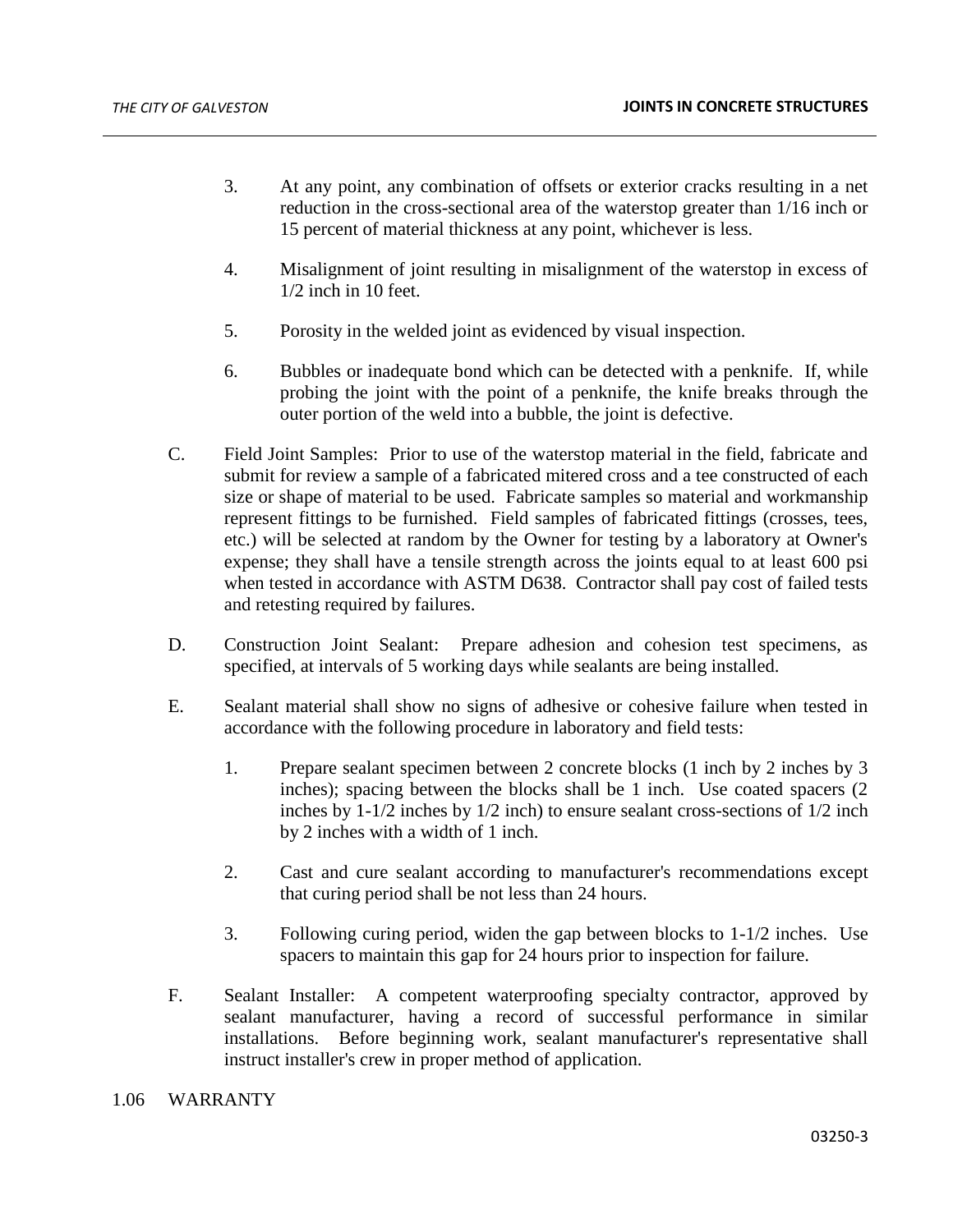3. At any point, any combination of offsets or exterior cracks resulting in a net reduction in the cross-sectional area of the waterstop greater than 1/16 inch or 15 percent of material thickness at any point, whichever is less.

4. Misalignment of joint resulting in misalignment of the waterstop in excess of 1/2 inch in 10 feet.

5. Porosity in the welded joint as evidenced by visual inspection.

6. Bubbles or inadequate bond which can be detected with a penknife. If, while probing the joint with the point of a penknife, the knife breaks through the outer portion of the weld into a bubble, the joint is defective.

C. Field Joint Samples: Prior to use of the waterstop material in the field, fabricate and submit for review a sample of a fabricated mitered cross and a tee constructed of each size or shape of material to be used. Fabricate samples so material and workmanship represent fittings to be furnished. Field samples of fabricated fittings (crosses, tees, etc.) will be selected at random by the Owner for testing by a laboratory at Owner's expense; they shall have a tensile strength across the joints equal to at least 600 psi when tested in accordance with ASTM D638. Contractor shall pay cost of failed tests and retesting required by failures.

D. Construction Joint Sealant: Prepare adhesion and cohesion test specimens, as specified, at intervals of 5 working days while sealants are being installed.

E. Sealant material shall show no signs of adhesive or cohesive failure when tested in accordance with the following procedure in laboratory and field tests:

1. Prepare sealant specimen between 2 concrete blocks (1 inch by 2 inches by 3 inches); spacing between the blocks shall be 1 inch. Use coated spacers (2 inches by 1-1/2 inches by 1/2 inch) to ensure sealant cross-sections of 1/2 inch by 2 inches with a width of 1 inch.

2. Cast and cure sealant according to manufacturer's recommendations except that curing period shall be not less than 24 hours.

3. Following curing period, widen the gap between blocks to 1-1/2 inches. Use spacers to maintain this gap for 24 hours prior to inspection for failure.

F. Sealant Installer: A competent waterproofing specialty contractor, approved by sealant manufacturer, having a record of successful performance in similar installations. Before beginning work, sealant manufacturer's representative shall instruct installer's crew in proper method of application.

## 1.06 WARRANTY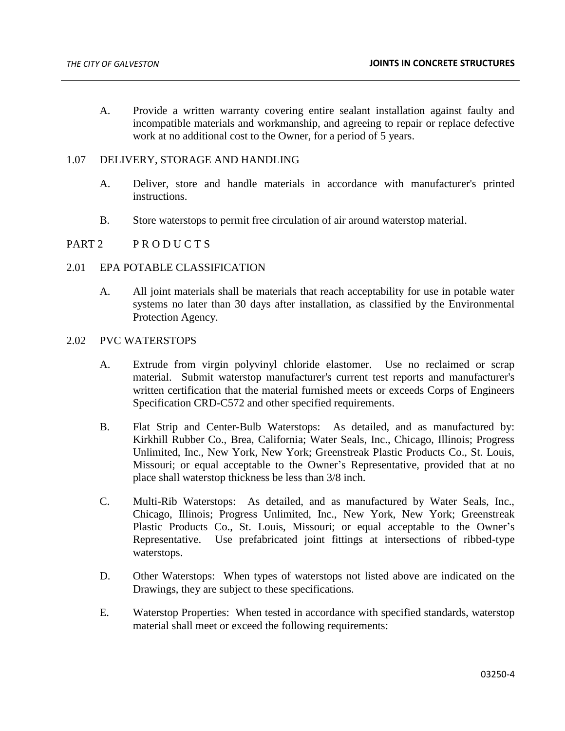A. Provide a written warranty covering entire sealant installation against faulty and incompatible materials and workmanship, and agreeing to repair or replace defective work at no additional cost to the Owner, for a period of 5 years.

### 1.07 DELIVERY, STORAGE AND HANDLING

A. Deliver, store and handle materials in accordance with manufacturer's printed instructions.

B. Store waterstops to permit free circulation of air around waterstop material.

## PART 2 P R O D U C T S

### 2.01 EPA POTABLE CLASSIFICATION

A. All joint materials shall be materials that reach acceptability for use in potable water systems no later than 30 days after installation, as classified by the Environmental Protection Agency.

### 2.02 PVC WATERSTOPS

A. Extrude from virgin polyvinyl chloride elastomer. Use no reclaimed or scrap material. Submit waterstop manufacturer's current test reports and manufacturer's written certification that the material furnished meets or exceeds Corps of Engineers Specification CRD-C572 and other specified requirements.

B. Flat Strip and Center-Bulb Waterstops: As detailed, and as manufactured by: Kirkhill Rubber Co., Brea, California; Water Seals, Inc., Chicago, Illinois; Progress Unlimited, Inc., New York, New York; Greenstreak Plastic Products Co., St. Louis, Missouri; or equal acceptable to the Owner's Representative, provided that at no place shall waterstop thickness be less than 3/8 inch.

C. Multi-Rib Waterstops: As detailed, and as manufactured by Water Seals, Inc., Chicago, Illinois; Progress Unlimited, Inc., New York, New York; Greenstreak Plastic Products Co., St. Louis, Missouri; or equal acceptable to the Owner's Representative. Use prefabricated joint fittings at intersections of ribbed-type waterstops.

D. Other Waterstops: When types of waterstops not listed above are indicated on the Drawings, they are subject to these specifications.

E. Waterstop Properties: When tested in accordance with specified standards, waterstop material shall meet or exceed the following requirements: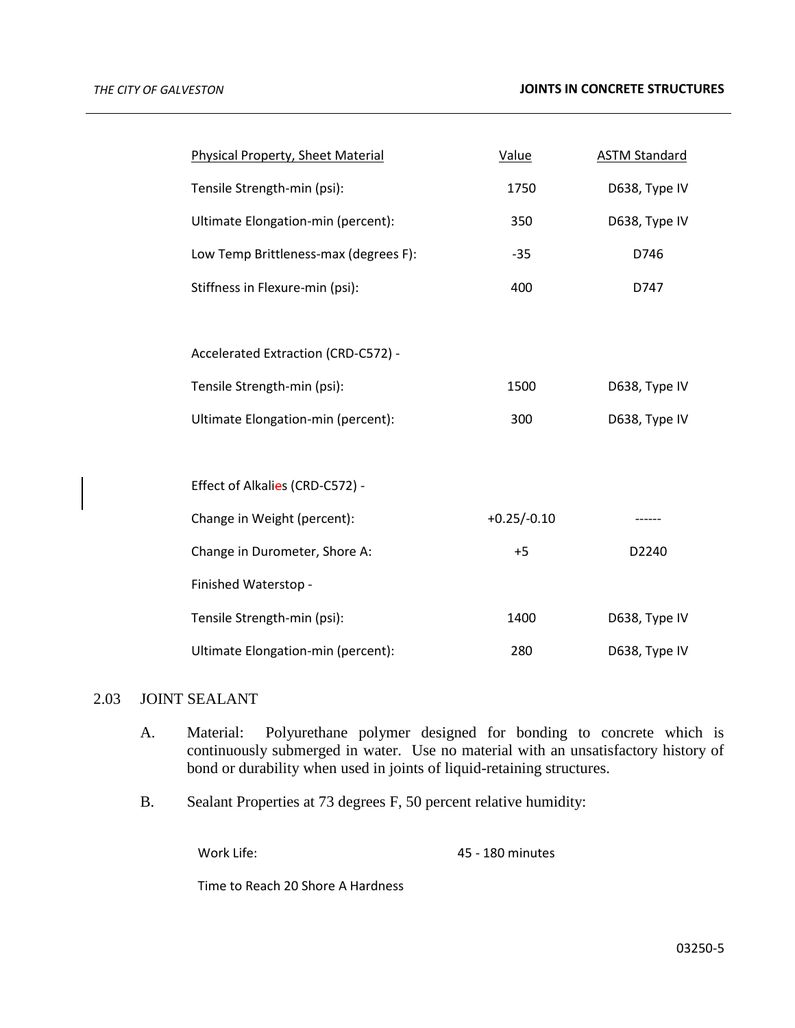| Physical Property, Sheet Material | Value | ASTM Standard |
|---|---|---|
| Tensile Strength-min (psi): | 1750 | D638, Type IV |
| Ultimate Elongation-min (percent): | 350 | D638, Type IV |
| Low Temp Brittleness-max (degrees F): | -35 | D746 |
| Stiffness in Flexure-min (psi): | 400 | D747 |
| | | |
| Accelerated Extraction (CRD-C572) - | | |
| Tensile Strength-min (psi): | 1500 | D638, Type IV |
| Ultimate Elongation-min (percent): | 300 | D638, Type IV |
| | | |
| Effect of Alkalies (CRD-C572) - | | |
| Change in Weight (percent): | +0.25/-0.10 | ------ |
| Change in Durometer, Shore A: | +5 | D2240 |
| Finished Waterstop - | | |
| Tensile Strength-min (psi): | 1400 | D638, Type IV |
| Ultimate Elongation-min (percent): | 280 | D638, Type IV |

## 2.03 JOINT SEALANT

A. Material: Polyurethane polymer designed for bonding to concrete which is continuously submerged in water. Use no material with an unsatisfactory history of bond or durability when used in joints of liquid-retaining structures.

B. Sealant Properties at 73 degrees F, 50 percent relative humidity:

| | |
|---|---|
| Work Life: | 45 - 180 minutes |
| Time to Reach 20 Shore A Hardness | |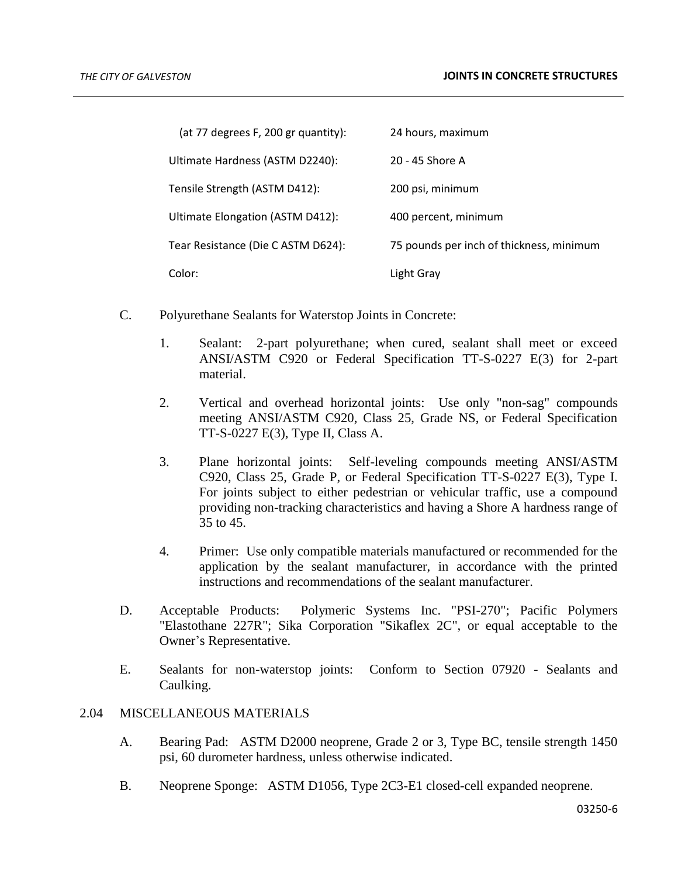| | |
|---|---|
| (at 77 degrees F, 200 gr quantity): | 24 hours, maximum |
| Ultimate Hardness (ASTM D2240): | 20 - 45 Shore A |
| Tensile Strength (ASTM D412): | 200 psi, minimum |
| Ultimate Elongation (ASTM D412): | 400 percent, minimum |
| Tear Resistance (Die C ASTM D624): | 75 pounds per inch of thickness, minimum |
| Color: | Light Gray |

C. Polyurethane Sealants for Waterstop Joints in Concrete:

1. Sealant: 2-part polyurethane; when cured, sealant shall meet or exceed ANSI/ASTM C920 or Federal Specification TT-S-0227 E(3) for 2-part material.

2. Vertical and overhead horizontal joints: Use only "non-sag" compounds meeting ANSI/ASTM C920, Class 25, Grade NS, or Federal Specification TT-S-0227 E(3), Type II, Class A.

3. Plane horizontal joints: Self-leveling compounds meeting ANSI/ASTM C920, Class 25, Grade P, or Federal Specification TT-S-0227 E(3), Type I. For joints subject to either pedestrian or vehicular traffic, use a compound providing non-tracking characteristics and having a Shore A hardness range of 35 to 45.

4. Primer: Use only compatible materials manufactured or recommended for the application by the sealant manufacturer, in accordance with the printed instructions and recommendations of the sealant manufacturer.

D. Acceptable Products: Polymeric Systems Inc. "PSI-270"; Pacific Polymers "Elastothane 227R"; Sika Corporation "Sikaflex 2C", or equal acceptable to the Owner's Representative.

E. Sealants for non-waterstop joints: Conform to Section 07920 - Sealants and Caulking.

## 2.04 MISCELLANEOUS MATERIALS

A. Bearing Pad: ASTM D2000 neoprene, Grade 2 or 3, Type BC, tensile strength 1450 psi, 60 durometer hardness, unless otherwise indicated.

B. Neoprene Sponge: ASTM D1056, Type 2C3-E1 closed-cell expanded neoprene.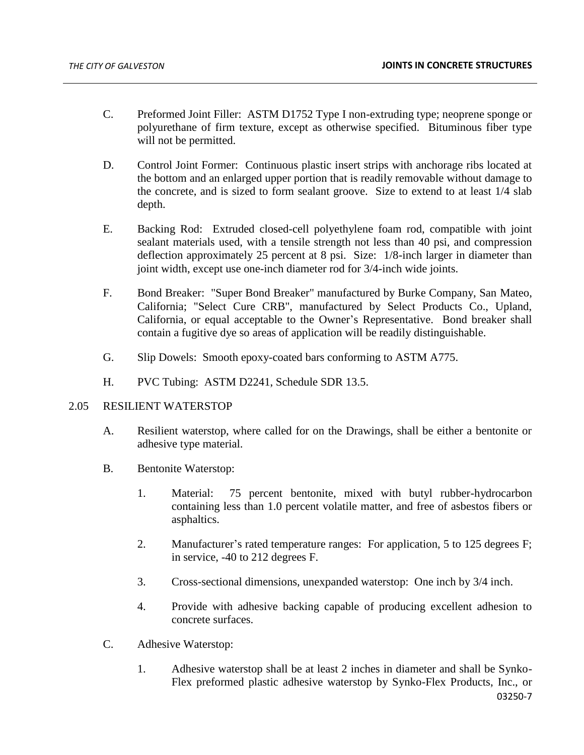C. Preformed Joint Filler: ASTM D1752 Type I non-extruding type; neoprene sponge or polyurethane of firm texture, except as otherwise specified. Bituminous fiber type will not be permitted.

D. Control Joint Former: Continuous plastic insert strips with anchorage ribs located at the bottom and an enlarged upper portion that is readily removable without damage to the concrete, and is sized to form sealant groove. Size to extend to at least 1/4 slab depth.

E. Backing Rod: Extruded closed-cell polyethylene foam rod, compatible with joint sealant materials used, with a tensile strength not less than 40 psi, and compression deflection approximately 25 percent at 8 psi. Size: 1/8-inch larger in diameter than joint width, except use one-inch diameter rod for 3/4-inch wide joints.

F. Bond Breaker: "Super Bond Breaker" manufactured by Burke Company, San Mateo, California; "Select Cure CRB", manufactured by Select Products Co., Upland, California, or equal acceptable to the Owner's Representative. Bond breaker shall contain a fugitive dye so areas of application will be readily distinguishable.

G. Slip Dowels: Smooth epoxy-coated bars conforming to ASTM A775.

H. PVC Tubing: ASTM D2241, Schedule SDR 13.5.

## 2.05 RESILIENT WATERSTOP

A. Resilient waterstop, where called for on the Drawings, shall be either a bentonite or adhesive type material.

B. Bentonite Waterstop:

1. Material: 75 percent bentonite, mixed with butyl rubber-hydrocarbon containing less than 1.0 percent volatile matter, and free of asbestos fibers or asphaltics.

2. Manufacturer's rated temperature ranges: For application, 5 to 125 degrees F; in service, -40 to 212 degrees F.

3. Cross-sectional dimensions, unexpanded waterstop: One inch by 3/4 inch.

4. Provide with adhesive backing capable of producing excellent adhesion to concrete surfaces.

C. Adhesive Waterstop:

1. Adhesive waterstop shall be at least 2 inches in diameter and shall be Synko-Flex preformed plastic adhesive waterstop by Synko-Flex Products, Inc., or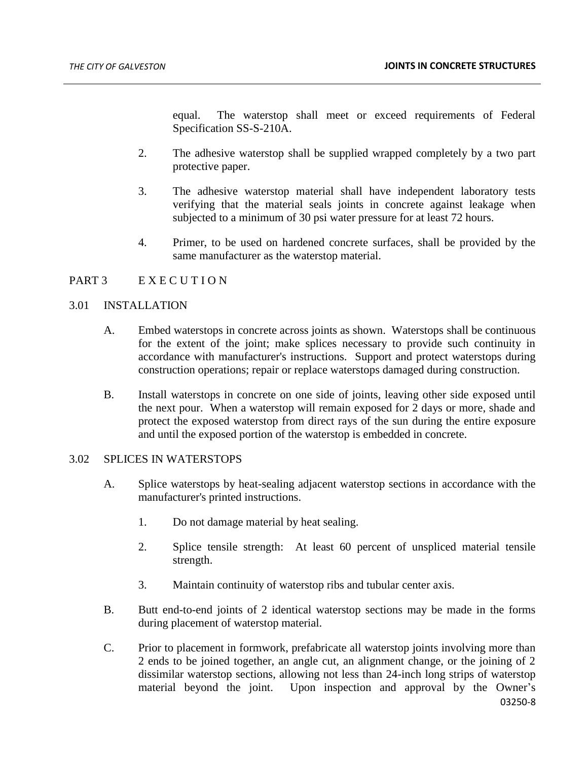equal. The waterstop shall meet or exceed requirements of Federal Specification SS-S-210A.

2. The adhesive waterstop shall be supplied wrapped completely by a two part protective paper.

3. The adhesive waterstop material shall have independent laboratory tests verifying that the material seals joints in concrete against leakage when subjected to a minimum of 30 psi water pressure for at least 72 hours.

4. Primer, to be used on hardened concrete surfaces, shall be provided by the same manufacturer as the waterstop material.

## PART 3 E X E C U T I O N

### 3.01 INSTALLATION

A. Embed waterstops in concrete across joints as shown. Waterstops shall be continuous for the extent of the joint; make splices necessary to provide such continuity in accordance with manufacturer's instructions. Support and protect waterstops during construction operations; repair or replace waterstops damaged during construction.

B. Install waterstops in concrete on one side of joints, leaving other side exposed until the next pour. When a waterstop will remain exposed for 2 days or more, shade and protect the exposed waterstop from direct rays of the sun during the entire exposure and until the exposed portion of the waterstop is embedded in concrete.

### 3.02 SPLICES IN WATERSTOPS

A. Splice waterstops by heat-sealing adjacent waterstop sections in accordance with the manufacturer's printed instructions.

1. Do not damage material by heat sealing.

2. Splice tensile strength: At least 60 percent of unspliced material tensile strength.

3. Maintain continuity of waterstop ribs and tubular center axis.

B. Butt end-to-end joints of 2 identical waterstop sections may be made in the forms during placement of waterstop material.

C. Prior to placement in formwork, prefabricate all waterstop joints involving more than 2 ends to be joined together, an angle cut, an alignment change, or the joining of 2 dissimilar waterstop sections, allowing not less than 24-inch long strips of waterstop material beyond the joint. Upon inspection and approval by the Owner's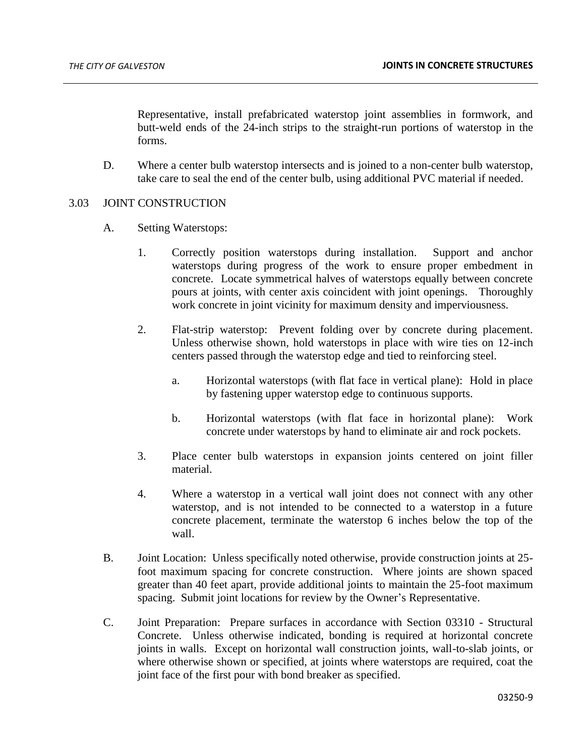Representative, install prefabricated waterstop joint assemblies in formwork, and butt-weld ends of the 24-inch strips to the straight-run portions of waterstop in the forms.

D. Where a center bulb waterstop intersects and is joined to a non-center bulb waterstop, take care to seal the end of the center bulb, using additional PVC material if needed.

## 3.03 JOINT CONSTRUCTION

A. Setting Waterstops:

1. Correctly position waterstops during installation. Support and anchor waterstops during progress of the work to ensure proper embedment in concrete. Locate symmetrical halves of waterstops equally between concrete pours at joints, with center axis coincident with joint openings. Thoroughly work concrete in joint vicinity for maximum density and imperviousness.

2. Flat-strip waterstop: Prevent folding over by concrete during placement. Unless otherwise shown, hold waterstops in place with wire ties on 12-inch centers passed through the waterstop edge and tied to reinforcing steel.

   a. Horizontal waterstops (with flat face in vertical plane): Hold in place by fastening upper waterstop edge to continuous supports.

   b. Horizontal waterstops (with flat face in horizontal plane): Work concrete under waterstops by hand to eliminate air and rock pockets.

3. Place center bulb waterstops in expansion joints centered on joint filler material.

4. Where a waterstop in a vertical wall joint does not connect with any other waterstop, and is not intended to be connected to a waterstop in a future concrete placement, terminate the waterstop 6 inches below the top of the wall.

B. Joint Location: Unless specifically noted otherwise, provide construction joints at 25-foot maximum spacing for concrete construction. Where joints are shown spaced greater than 40 feet apart, provide additional joints to maintain the 25-foot maximum spacing. Submit joint locations for review by the Owner's Representative.

C. Joint Preparation: Prepare surfaces in accordance with Section 03310 - Structural Concrete. Unless otherwise indicated, bonding is required at horizontal concrete joints in walls. Except on horizontal wall construction joints, wall-to-slab joints, or where otherwise shown or specified, at joints where waterstops are required, coat the joint face of the first pour with bond breaker as specified.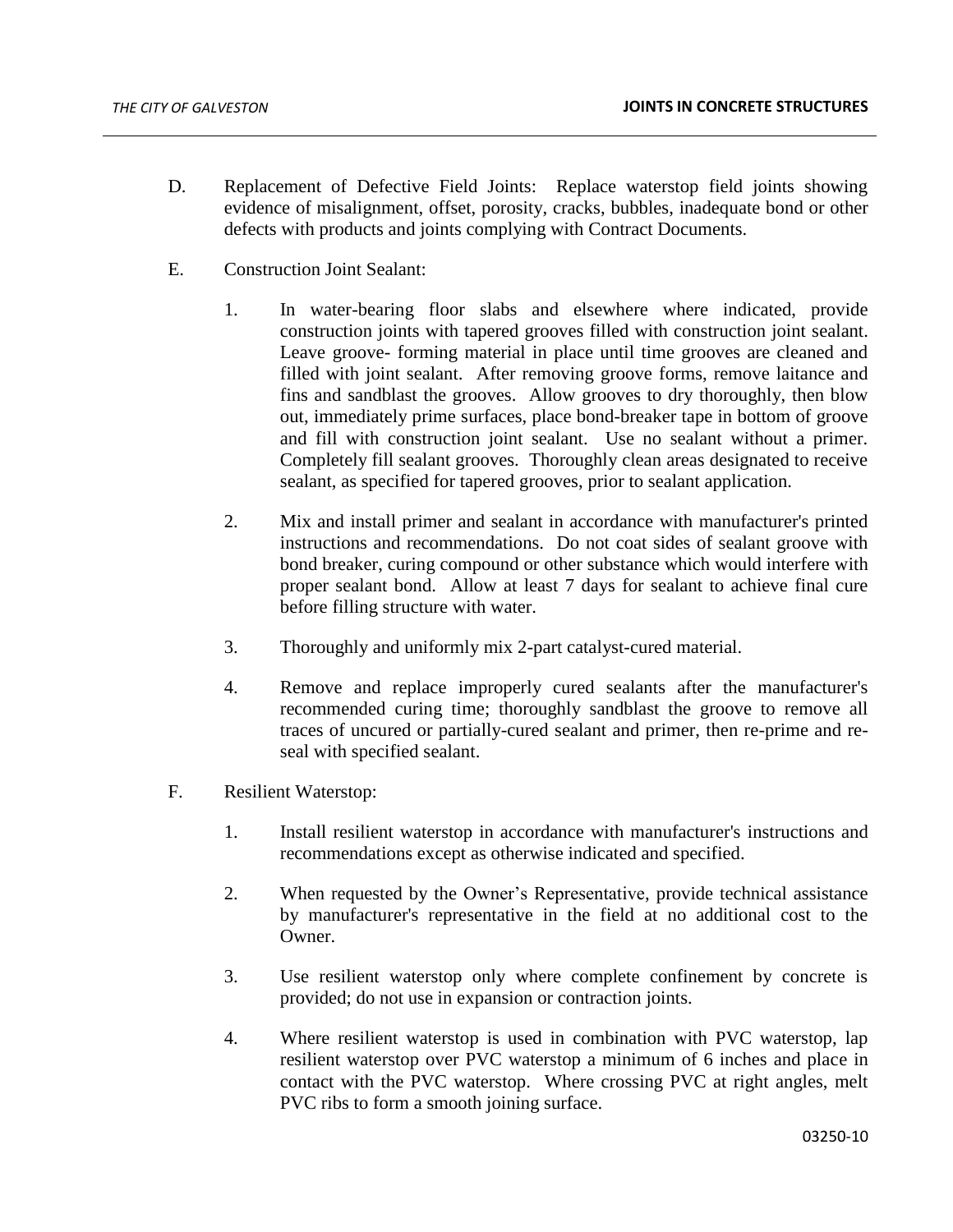D. Replacement of Defective Field Joints: Replace waterstop field joints showing evidence of misalignment, offset, porosity, cracks, bubbles, inadequate bond or other defects with products and joints complying with Contract Documents.

E. Construction Joint Sealant:

   1. In water-bearing floor slabs and elsewhere where indicated, provide construction joints with tapered grooves filled with construction joint sealant. Leave groove- forming material in place until time grooves are cleaned and filled with joint sealant. After removing groove forms, remove laitance and fins and sandblast the grooves. Allow grooves to dry thoroughly, then blow out, immediately prime surfaces, place bond-breaker tape in bottom of groove and fill with construction joint sealant. Use no sealant without a primer. Completely fill sealant grooves. Thoroughly clean areas designated to receive sealant, as specified for tapered grooves, prior to sealant application.

   2. Mix and install primer and sealant in accordance with manufacturer's printed instructions and recommendations. Do not coat sides of sealant groove with bond breaker, curing compound or other substance which would interfere with proper sealant bond. Allow at least 7 days for sealant to achieve final cure before filling structure with water.

   3. Thoroughly and uniformly mix 2-part catalyst-cured material.

   4. Remove and replace improperly cured sealants after the manufacturer's recommended curing time; thoroughly sandblast the groove to remove all traces of uncured or partially-cured sealant and primer, then re-prime and re-seal with specified sealant.

F. Resilient Waterstop:

   1. Install resilient waterstop in accordance with manufacturer's instructions and recommendations except as otherwise indicated and specified.

   2. When requested by the Owner's Representative, provide technical assistance by manufacturer's representative in the field at no additional cost to the Owner.

   3. Use resilient waterstop only where complete confinement by concrete is provided; do not use in expansion or contraction joints.

   4. Where resilient waterstop is used in combination with PVC waterstop, lap resilient waterstop over PVC waterstop a minimum of 6 inches and place in contact with the PVC waterstop. Where crossing PVC at right angles, melt PVC ribs to form a smooth joining surface.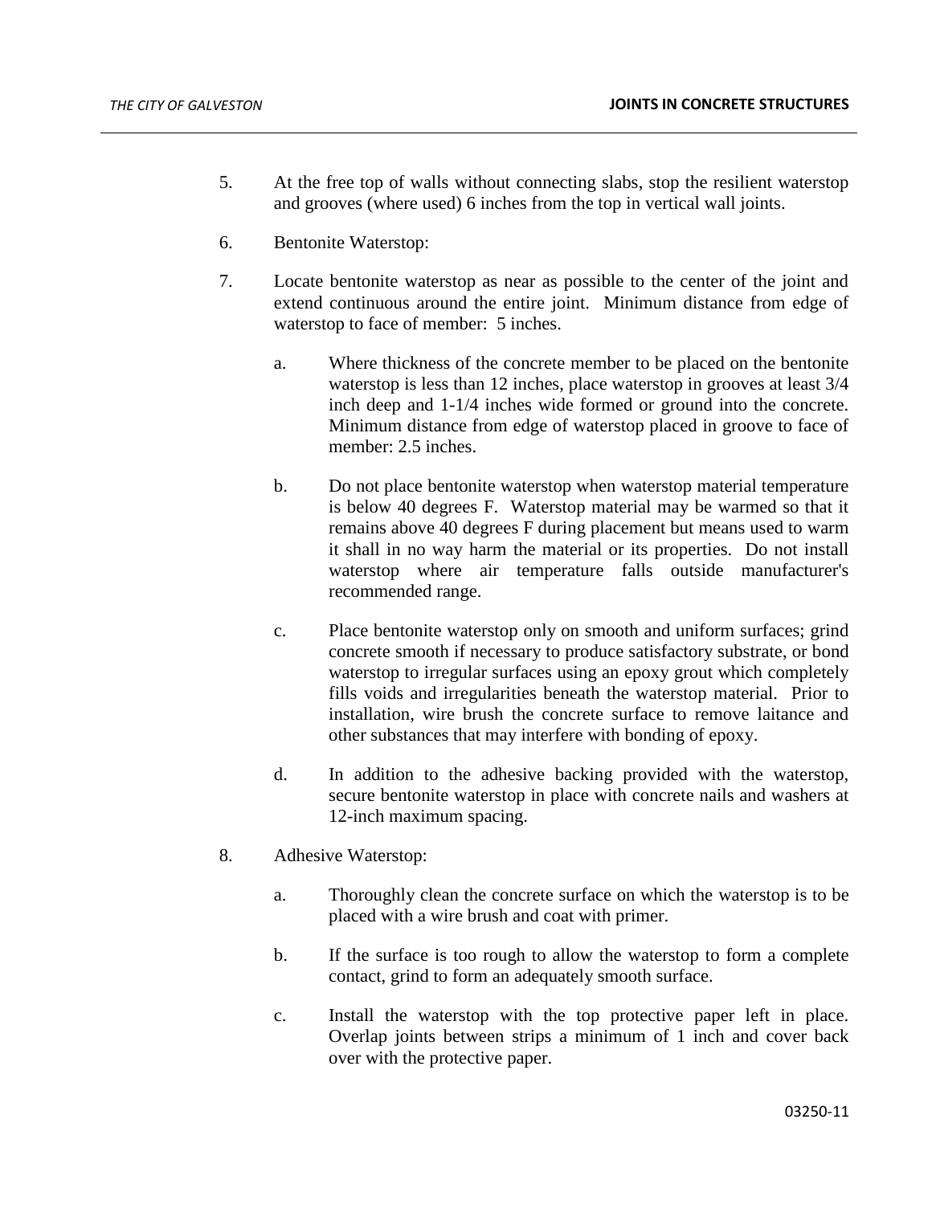5. At the free top of walls without connecting slabs, stop the resilient waterstop and grooves (where used) 6 inches from the top in vertical wall joints.

6. Bentonite Waterstop:

7. Locate bentonite waterstop as near as possible to the center of the joint and extend continuous around the entire joint. Minimum distance from edge of waterstop to face of member: 5 inches.

   a. Where thickness of the concrete member to be placed on the bentonite waterstop is less than 12 inches, place waterstop in grooves at least 3/4 inch deep and 1-1/4 inches wide formed or ground into the concrete. Minimum distance from edge of waterstop placed in groove to face of member: 2.5 inches.

   b. Do not place bentonite waterstop when waterstop material temperature is below 40 degrees F. Waterstop material may be warmed so that it remains above 40 degrees F during placement but means used to warm it shall in no way harm the material or its properties. Do not install waterstop where air temperature falls outside manufacturer's recommended range.

   c. Place bentonite waterstop only on smooth and uniform surfaces; grind concrete smooth if necessary to produce satisfactory substrate, or bond waterstop to irregular surfaces using an epoxy grout which completely fills voids and irregularities beneath the waterstop material. Prior to installation, wire brush the concrete surface to remove laitance and other substances that may interfere with bonding of epoxy.

   d. In addition to the adhesive backing provided with the waterstop, secure bentonite waterstop in place with concrete nails and washers at 12-inch maximum spacing.

8. Adhesive Waterstop:

   a. Thoroughly clean the concrete surface on which the waterstop is to be placed with a wire brush and coat with primer.

   b. If the surface is too rough to allow the waterstop to form a complete contact, grind to form an adequately smooth surface.

   c. Install the waterstop with the top protective paper left in place. Overlap joints between strips a minimum of 1 inch and cover back over with the protective paper.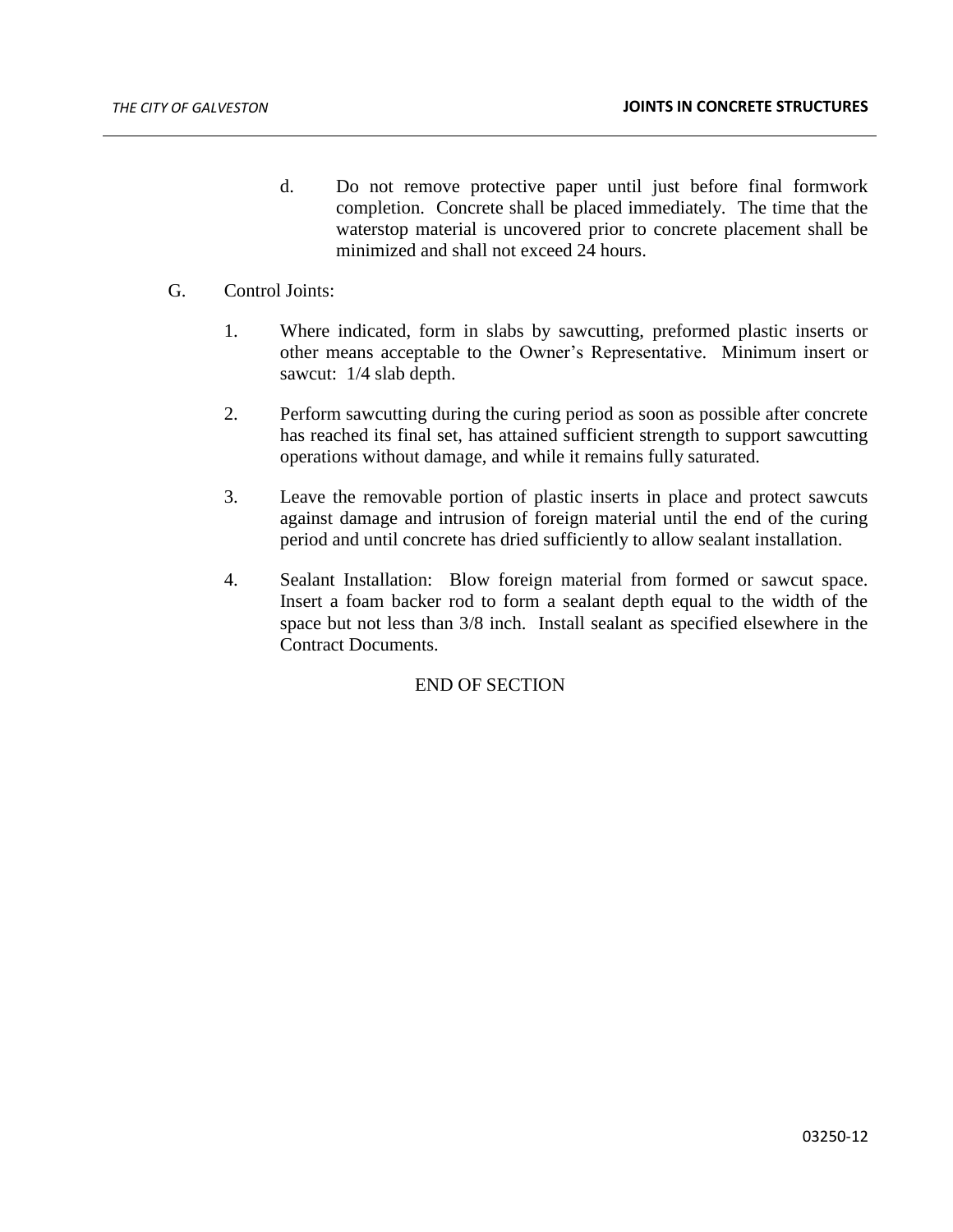d. Do not remove protective paper until just before final formwork completion. Concrete shall be placed immediately. The time that the waterstop material is uncovered prior to concrete placement shall be minimized and shall not exceed 24 hours.

G. Control Joints:

1. Where indicated, form in slabs by sawcutting, preformed plastic inserts or other means acceptable to the Owner's Representative. Minimum insert or sawcut: 1/4 slab depth.

2. Perform sawcutting during the curing period as soon as possible after concrete has reached its final set, has attained sufficient strength to support sawcutting operations without damage, and while it remains fully saturated.

3. Leave the removable portion of plastic inserts in place and protect sawcuts against damage and intrusion of foreign material until the end of the curing period and until concrete has dried sufficiently to allow sealant installation.

4. Sealant Installation: Blow foreign material from formed or sawcut space. Insert a foam backer rod to form a sealant depth equal to the width of the space but not less than 3/8 inch. Install sealant as specified elsewhere in the Contract Documents.

END OF SECTION